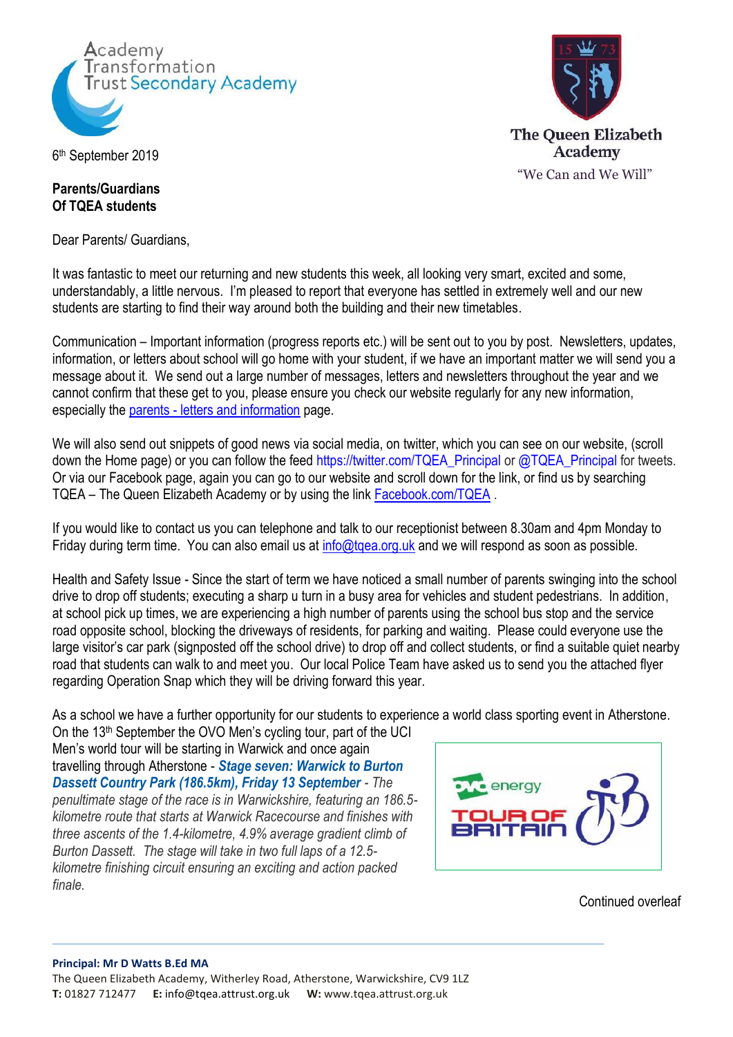Academy Transformation Trust Secondary Academy

The Queen Elizabeth Academy
"We Can and We Will"

6th September 2019

**Parents/Guardians**
**Of TQEA students**

Dear Parents/ Guardians,

It was fantastic to meet our returning and new students this week, all looking very smart, excited and some, understandably, a little nervous. I'm pleased to report that everyone has settled in extremely well and our new students are starting to find their way around both the building and their new timetables.

Communication – Important information (progress reports etc.) will be sent out to you by post. Newsletters, updates, information, or letters about school will go home with your student, if we have an important matter we will send you a message about it. We send out a large number of messages, letters and newsletters throughout the year and we cannot confirm that these get to you, please ensure you check our website regularly for any new information, especially the parents - letters and information page.

We will also send out snippets of good news via social media, on twitter, which you can see on our website, (scroll down the Home page) or you can follow the feed https://twitter.com/TQEA_Principal or @TQEA_Principal for tweets. Or via our Facebook page, again you can go to our website and scroll down for the link, or find us by searching TQEA – The Queen Elizabeth Academy or by using the link Facebook.com/TQEA .

If you would like to contact us you can telephone and talk to our receptionist between 8.30am and 4pm Monday to Friday during term time. You can also email us at info@tqea.org.uk and we will respond as soon as possible.

Health and Safety Issue - Since the start of term we have noticed a small number of parents swinging into the school drive to drop off students; executing a sharp u turn in a busy area for vehicles and student pedestrians. In addition, at school pick up times, we are experiencing a high number of parents using the school bus stop and the service road opposite school, blocking the driveways of residents, for parking and waiting. Please could everyone use the large visitor's car park (signposted off the school drive) to drop off and collect students, or find a suitable quiet nearby road that students can walk to and meet you. Our local Police Team have asked us to send you the attached flyer regarding Operation Snap which they will be driving forward this year.

As a school we have a further opportunity for our students to experience a world class sporting event in Atherstone. On the 13th September the OVO Men's cycling tour, part of the UCI Men's world tour will be starting in Warwick and once again travelling through Atherstone - ***Stage seven: Warwick to Burton Dassett Country Park (186.5km), Friday 13 September*** - *The penultimate stage of the race is in Warwickshire, featuring an 186.5-kilometre route that starts at Warwick Racecourse and finishes with three ascents of the 1.4-kilometre, 4.9% average gradient climb of Burton Dassett. The stage will take in two full laps of a 12.5-kilometre finishing circuit ensuring an exciting and action packed finale.*

OVO energy TOUR OF BRITAIN

Continued overleaf

**Principal: Mr D Watts B.Ed MA**
The Queen Elizabeth Academy, Witherley Road, Atherstone, Warwickshire, CV9 1LZ
**T:** 01827 712477 **E:** info@tqea.attrust.org.uk **W:** www.tqea.attrust.org.uk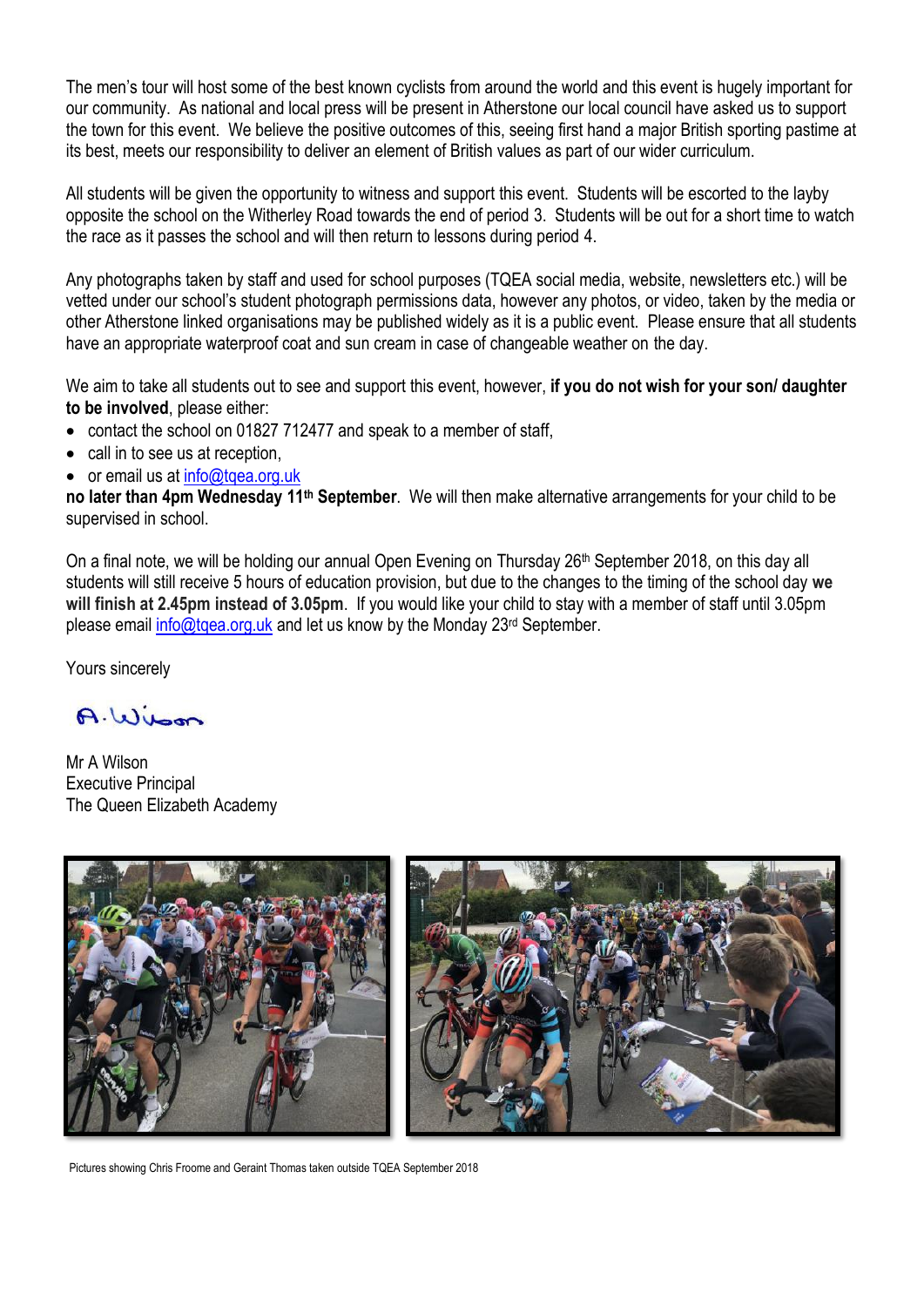The men's tour will host some of the best known cyclists from around the world and this event is hugely important for our community. As national and local press will be present in Atherstone our local council have asked us to support the town for this event. We believe the positive outcomes of this, seeing first hand a major British sporting pastime at its best, meets our responsibility to deliver an element of British values as part of our wider curriculum.

All students will be given the opportunity to witness and support this event. Students will be escorted to the layby opposite the school on the Witherley Road towards the end of period 3. Students will be out for a short time to watch the race as it passes the school and will then return to lessons during period 4.

Any photographs taken by staff and used for school purposes (TQEA social media, website, newsletters etc.) will be vetted under our school's student photograph permissions data, however any photos, or video, taken by the media or other Atherstone linked organisations may be published widely as it is a public event. Please ensure that all students have an appropriate waterproof coat and sun cream in case of changeable weather on the day.

We aim to take all students out to see and support this event, however, **if you do not wish for your son/ daughter to be involved**, please either:

- contact the school on 01827 712477 and speak to a member of staff,
- call in to see us at reception,
- or email us at info@tqea.org.uk

**no later than 4pm Wednesday 11th September**. We will then make alternative arrangements for your child to be supervised in school.

On a final note, we will be holding our annual Open Evening on Thursday 26th September 2018, on this day all students will still receive 5 hours of education provision, but due to the changes to the timing of the school day **we will finish at 2.45pm instead of 3.05pm**. If you would like your child to stay with a member of staff until 3.05pm please email info@tqea.org.uk and let us know by the Monday 23rd September.

Yours sincerely

A. Wilson

Mr A Wilson
Executive Principal
The Queen Elizabeth Academy

Pictures showing Chris Froome and Geraint Thomas taken outside TQEA September 2018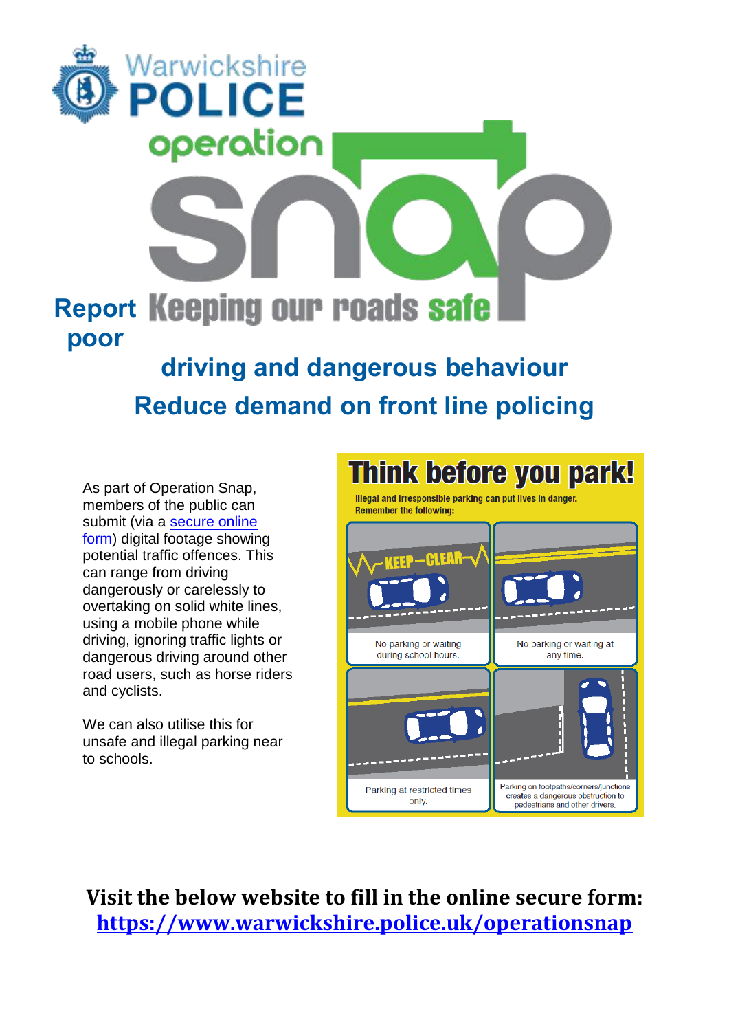Warwickshire POLICE

operation snap

Keeping our roads safe

# Report poor driving and dangerous behaviour

## Reduce demand on front line policing

As part of Operation Snap, members of the public can submit (via a secure online form) digital footage showing potential traffic offences. This can range from driving dangerously or carelessly to overtaking on solid white lines, using a mobile phone while driving, ignoring traffic lights or dangerous driving around other road users, such as horse riders and cyclists.

We can also utilise this for unsafe and illegal parking near to schools.

**Think before you park!**

Illegal and irresponsible parking can put lives in danger. Remember the following:

KEEP–CLEAR

No parking or waiting during school hours.

No parking or waiting at any time.

Parking at restricted times only.

Parking on footpaths/corners/junctions creates a dangerous obstruction to pedestrians and other drivers.

**Visit the below website to fill in the online secure form:**
**https://www.warwickshire.police.uk/operationsnap**